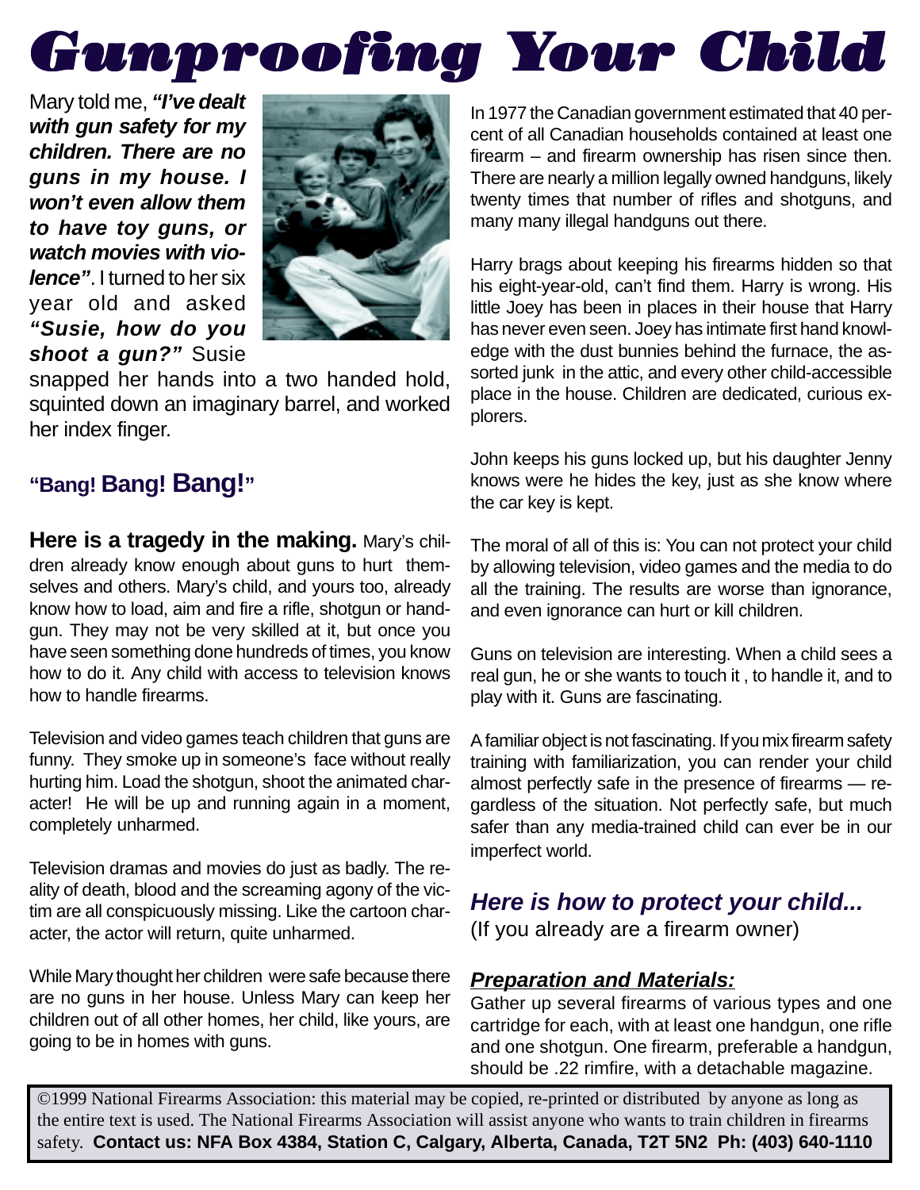# Gunproofing Your Child

Mary told me, ***"I've dealt with gun safety for my children. There are no guns in my house. I won't even allow them to have toy guns, or watch movies with violence"***. I turned to her six year old and asked ***"Susie, how do you shoot a gun?"*** Susie snapped her hands into a two handed hold, squinted down an imaginary barrel, and worked her index finger.

## "Bang! Bang! Bang!"

**Here is a tragedy in the making.** Mary's children already know enough about guns to hurt themselves and others. Mary's child, and yours too, already know how to load, aim and fire a rifle, shotgun or handgun. They may not be very skilled at it, but once you have seen something done hundreds of times, you know how to do it. Any child with access to television knows how to handle firearms.

Television and video games teach children that guns are funny. They smoke up in someone's face without really hurting him. Load the shotgun, shoot the animated character! He will be up and running again in a moment, completely unharmed.

Television dramas and movies do just as badly. The reality of death, blood and the screaming agony of the victim are all conspicuously missing. Like the cartoon character, the actor will return, quite unharmed.

While Mary thought her children were safe because there are no guns in her house. Unless Mary can keep her children out of all other homes, her child, like yours, are going to be in homes with guns.

In 1977 the Canadian government estimated that 40 percent of all Canadian households contained at least one firearm – and firearm ownership has risen since then. There are nearly a million legally owned handguns, likely twenty times that number of rifles and shotguns, and many many illegal handguns out there.

Harry brags about keeping his firearms hidden so that his eight-year-old, can't find them. Harry is wrong. His little Joey has been in places in their house that Harry has never even seen. Joey has intimate first hand knowledge with the dust bunnies behind the furnace, the assorted junk in the attic, and every other child-accessible place in the house. Children are dedicated, curious explorers.

John keeps his guns locked up, but his daughter Jenny knows were he hides the key, just as she know where the car key is kept.

The moral of all of this is: You can not protect your child by allowing television, video games and the media to do all the training. The results are worse than ignorance, and even ignorance can hurt or kill children.

Guns on television are interesting. When a child sees a real gun, he or she wants to touch it , to handle it, and to play with it. Guns are fascinating.

A familiar object is not fascinating. If you mix firearm safety training with familiarization, you can render your child almost perfectly safe in the presence of firearms — regardless of the situation. Not perfectly safe, but much safer than any media-trained child can ever be in our imperfect world.

## *Here is how to protect your child...*

(If you already are a firearm owner)

### ***Preparation and Materials:***

Gather up several firearms of various types and one cartridge for each, with at least one handgun, one rifle and one shotgun. One firearm, preferable a handgun, should be .22 rimfire, with a detachable magazine.

©1999 National Firearms Association: this material may be copied, re-printed or distributed by anyone as long as the entire text is used. The National Firearms Association will assist anyone who wants to train children in firearms safety. **Contact us: NFA Box 4384, Station C, Calgary, Alberta, Canada, T2T 5N2 Ph: (403) 640-1110**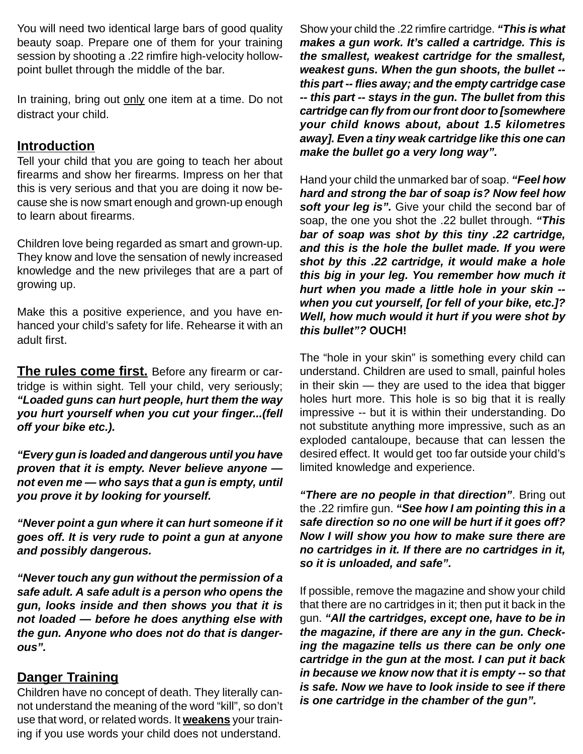You will need two identical large bars of good quality beauty soap. Prepare one of them for your training session by shooting a .22 rimfire high-velocity hollow-point bullet through the middle of the bar.

In training, bring out only one item at a time. Do not distract your child.

## Introduction

Tell your child that you are going to teach her about firearms and show her firearms. Impress on her that this is very serious and that you are doing it now because she is now smart enough and grown-up enough to learn about firearms.

Children love being regarded as smart and grown-up. They know and love the sensation of newly increased knowledge and the new privileges that are a part of growing up.

Make this a positive experience, and you have enhanced your child's safety for life. Rehearse it with an adult first.

**The rules come first.** Before any firearm or cartridge is within sight. Tell your child, very seriously; ***"Loaded guns can hurt people, hurt them the way you hurt yourself when you cut your finger...(fell off your bike etc.).***

***"Every gun is loaded and dangerous until you have proven that it is empty. Never believe anyone — not even me — who says that a gun is empty, until you prove it by looking for yourself.***

***"Never point a gun where it can hurt someone if it goes off. It is very rude to point a gun at anyone and possibly dangerous.***

***"Never touch any gun without the permission of a safe adult. A safe adult is a person who opens the gun, looks inside and then shows you that it is not loaded — before he does anything else with the gun. Anyone who does not do that is dangerous".***

## Danger Training

Children have no concept of death. They literally cannot understand the meaning of the word "kill", so don't use that word, or related words. It **weakens** your training if you use words your child does not understand.

Show your child the .22 rimfire cartridge. ***"This is what makes a gun work. It's called a cartridge. This is the smallest, weakest cartridge for the smallest, weakest guns. When the gun shoots, the bullet -- this part -- flies away; and the empty cartridge case -- this part -- stays in the gun. The bullet from this cartridge can fly from our front door to [somewhere your child knows about, about 1.5 kilometres away]. Even a tiny weak cartridge like this one can make the bullet go a very long way".***

Hand your child the unmarked bar of soap. ***"Feel how hard and strong the bar of soap is? Now feel how soft your leg is".*** Give your child the second bar of soap, the one you shot the .22 bullet through. ***"This bar of soap was shot by this tiny .22 cartridge, and this is the hole the bullet made. If you were shot by this .22 cartridge, it would make a hole this big in your leg. You remember how much it hurt when you made a little hole in your skin -- when you cut yourself, [or fell of your bike, etc.]? Well, how much would it hurt if you were shot by this bullet"?*** **OUCH!**

The "hole in your skin" is something every child can understand. Children are used to small, painful holes in their skin — they are used to the idea that bigger holes hurt more. This hole is so big that it is really impressive -- but it is within their understanding. Do not substitute anything more impressive, such as an exploded cantaloupe, because that can lessen the desired effect. It would get too far outside your child's limited knowledge and experience.

***"There are no people in that direction"***. Bring out the .22 rimfire gun. ***"See how I am pointing this in a safe direction so no one will be hurt if it goes off? Now I will show you how to make sure there are no cartridges in it. If there are no cartridges in it, so it is unloaded, and safe".***

If possible, remove the magazine and show your child that there are no cartridges in it; then put it back in the gun. ***"All the cartridges, except one, have to be in the magazine, if there are any in the gun. Checking the magazine tells us there can be only one cartridge in the gun at the most. I can put it back in because we know now that it is empty -- so that is safe. Now we have to look inside to see if there is one cartridge in the chamber of the gun".***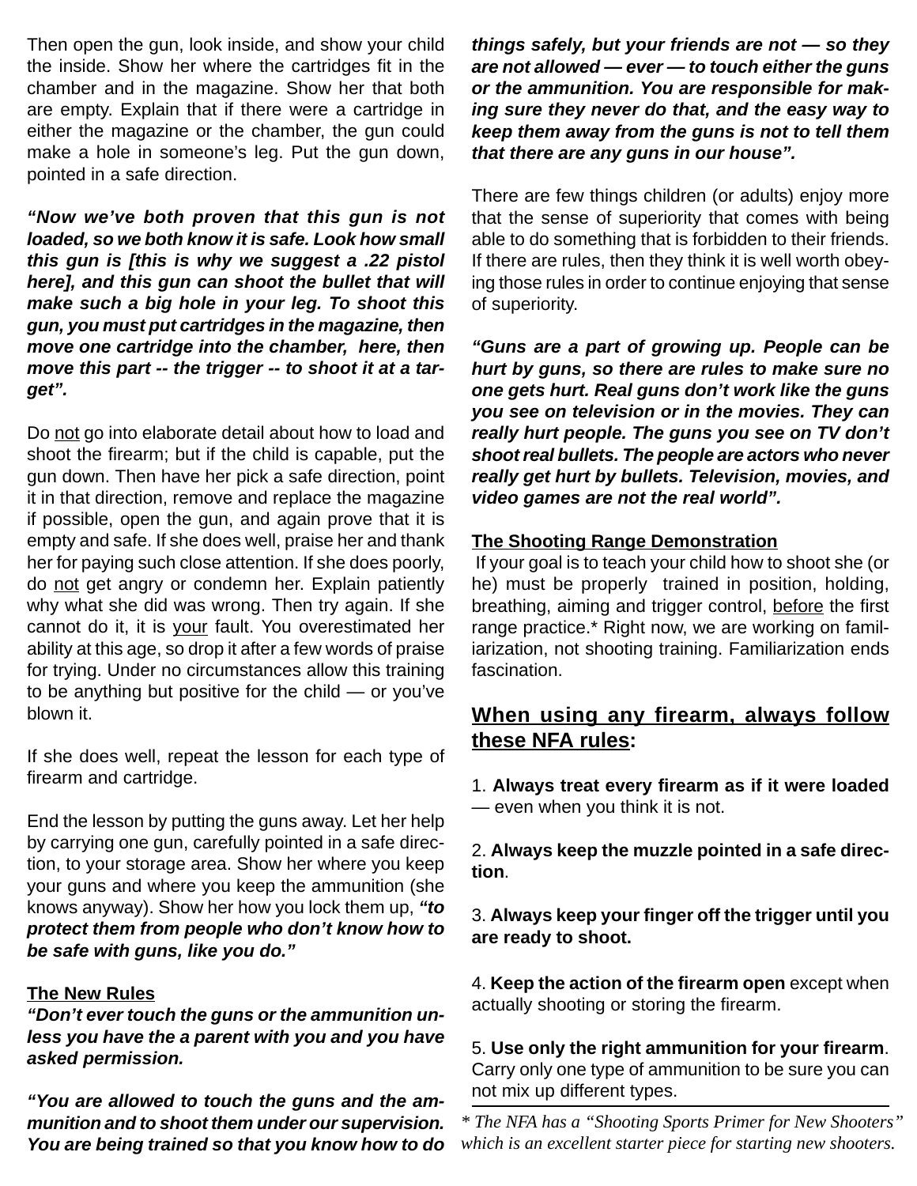Then open the gun, look inside, and show your child the inside. Show her where the cartridges fit in the chamber and in the magazine. Show her that both are empty. Explain that if there were a cartridge in either the magazine or the chamber, the gun could make a hole in someone's leg. Put the gun down, pointed in a safe direction.

***"Now we've both proven that this gun is not loaded, so we both know it is safe. Look how small this gun is [this is why we suggest a .22 pistol here], and this gun can shoot the bullet that will make such a big hole in your leg. To shoot this gun, you must put cartridges in the magazine, then move one cartridge into the chamber, here, then move this part -- the trigger -- to shoot it at a target".***

Do <u>not</u> go into elaborate detail about how to load and shoot the firearm; but if the child is capable, put the gun down. Then have her pick a safe direction, point it in that direction, remove and replace the magazine if possible, open the gun, and again prove that it is empty and safe. If she does well, praise her and thank her for paying such close attention. If she does poorly, do <u>not</u> get angry or condemn her. Explain patiently why what she did was wrong. Then try again. If she cannot do it, it is <u>your</u> fault. You overestimated her ability at this age, so drop it after a few words of praise for trying. Under no circumstances allow this training to be anything but positive for the child — or you've blown it.

If she does well, repeat the lesson for each type of firearm and cartridge.

End the lesson by putting the guns away. Let her help by carrying one gun, carefully pointed in a safe direction, to your storage area. Show her where you keep your guns and where you keep the ammunition (she knows anyway). Show her how you lock them up, ***"to protect them from people who don't know how to be safe with guns, like you do."***

**<u>The New Rules</u>**

***"Don't ever touch the guns or the ammunition unless you have the a parent with you and you have asked permission.***

***"You are allowed to touch the guns and the ammunition and to shoot them under our supervision. You are being trained so that you know how to do things safely, but your friends are not — so they are not allowed — ever — to touch either the guns or the ammunition. You are responsible for making sure they never do that, and the easy way to keep them away from the guns is not to tell them that there are any guns in our house".***

There are few things children (or adults) enjoy more that the sense of superiority that comes with being able to do something that is forbidden to their friends. If there are rules, then they think it is well worth obeying those rules in order to continue enjoying that sense of superiority.

***"Guns are a part of growing up. People can be hurt by guns, so there are rules to make sure no one gets hurt. Real guns don't work like the guns you see on television or in the movies. They can really hurt people. The guns you see on TV don't shoot real bullets. The people are actors who never really get hurt by bullets. Television, movies, and video games are not the real world".***

**<u>The Shooting Range Demonstration</u>**

If your goal is to teach your child how to shoot she (or he) must be properly trained in position, holding, breathing, aiming and trigger control, <u>before</u> the first range practice.* Right now, we are working on familiarization, not shooting training. Familiarization ends fascination.

## <u>When using any firearm, always follow these NFA rules</u>:

1. **Always treat every firearm as if it were loaded** — even when you think it is not.

2. **Always keep the muzzle pointed in a safe direction**.

3. **Always keep your finger off the trigger until you are ready to shoot.**

4. **Keep the action of the firearm open** except when actually shooting or storing the firearm.

5. **Use only the right ammunition for your firearm**. Carry only one type of ammunition to be sure you can not mix up different types.

---

*\* The NFA has a "Shooting Sports Primer for New Shooters" which is an excellent starter piece for starting new shooters.*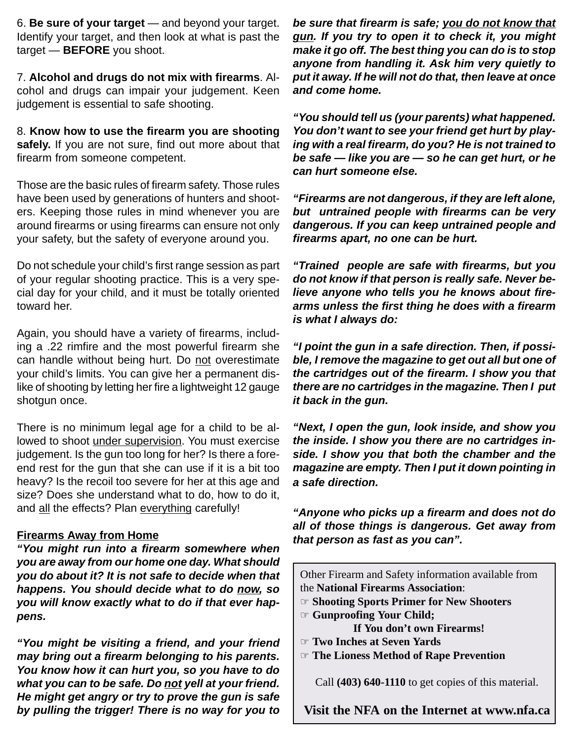6. **Be sure of your target** — and beyond your target. Identify your target, and then look at what is past the target — **BEFORE** you shoot.

7. **Alcohol and drugs do not mix with firearms**. Alcohol and drugs can impair your judgement. Keen judgement is essential to safe shooting.

8. **Know how to use the firearm you are shooting safely.** If you are not sure, find out more about that firearm from someone competent.

Those are the basic rules of firearm safety. Those rules have been used by generations of hunters and shooters. Keeping those rules in mind whenever you are around firearms or using firearms can ensure not only your safety, but the safety of everyone around you.

Do not schedule your child's first range session as part of your regular shooting practice. This is a very special day for your child, and it must be totally oriented toward her.

Again, you should have a variety of firearms, including a .22 rimfire and the most powerful firearm she can handle without being hurt. Do not overestimate your child's limits. You can give her a permanent dislike of shooting by letting her fire a lightweight 12 gauge shotgun once.

There is no minimum legal age for a child to be allowed to shoot under supervision. You must exercise judgement. Is the gun too long for her? Is there a fore-end rest for the gun that she can use if it is a bit too heavy? Is the recoil too severe for her at this age and size? Does she understand what to do, how to do it, and all the effects? Plan everything carefully!

## Firearms Away from Home

***"You might run into a firearm somewhere when you are away from our home one day. What should you do about it? It is not safe to decide when that happens. You should decide what to do now, so you will know exactly what to do if that ever happens.***

***"You might be visiting a friend, and your friend may bring out a firearm belonging to his parents. You know how it can hurt you, so you have to do what you can to be safe. Do not yell at your friend. He might get angry or try to prove the gun is safe by pulling the trigger! There is no way for you to be sure that firearm is safe; you do not know that gun. If you try to open it to check it, you might make it go off. The best thing you can do is to stop anyone from handling it. Ask him very quietly to put it away. If he will not do that, then leave at once and come home.***

***"You should tell us (your parents) what happened. You don't want to see your friend get hurt by playing with a real firearm, do you? He is not trained to be safe — like you are — so he can get hurt, or he can hurt someone else.***

***"Firearms are not dangerous, if they are left alone, but untrained people with firearms can be very dangerous. If you can keep untrained people and firearms apart, no one can be hurt.***

***"Trained people are safe with firearms, but you do not know if that person is really safe. Never believe anyone who tells you he knows about firearms unless the first thing he does with a firearm is what I always do:***

***"I point the gun in a safe direction. Then, if possible, I remove the magazine to get out all but one of the cartridges out of the firearm. I show you that there are no cartridges in the magazine. Then I put it back in the gun.***

***"Next, I open the gun, look inside, and show you the inside. I show you there are no cartridges inside. I show you that both the chamber and the magazine are empty. Then I put it down pointing in a safe direction.***

***"Anyone who picks up a firearm and does not do all of those things is dangerous. Get away from that person as fast as you can".***

---

Other Firearm and Safety information available from the **National Firearms Association**:

- ☞ **Shooting Sports Primer for New Shooters**
- ☞ **Gunproofing Your Child; If You don't own Firearms!**
- ☞ **Two Inches at Seven Yards**
- ☞ **The Lioness Method of Rape Prevention**

Call **(403) 640-1110** to get copies of this material.

**Visit the NFA on the Internet at www.nfa.ca**